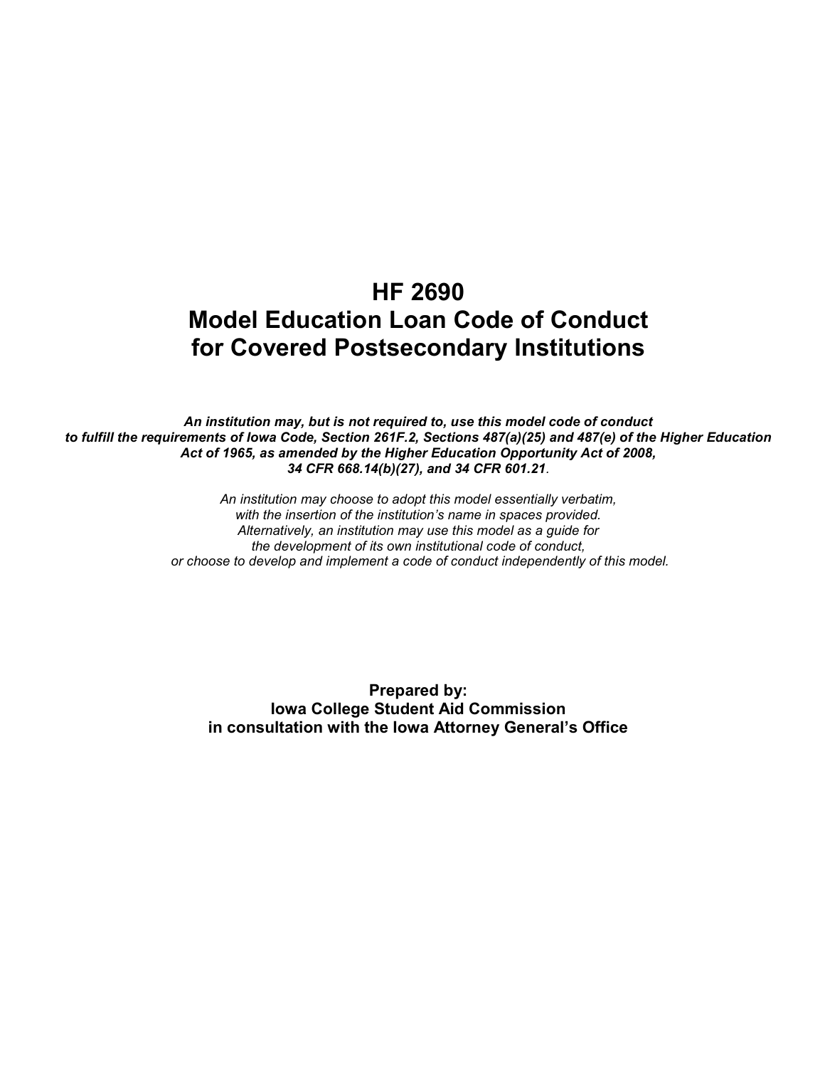# HF 2690
# Model Education Loan Code of Conduct for Covered Postsecondary Institutions

***An institution may, but is not required to, use this model code of conduct to fulfill the requirements of Iowa Code, Section 261F.2, Sections 487(a)(25) and 487(e) of the Higher Education Act of 1965, as amended by the Higher Education Opportunity Act of 2008, 34 CFR 668.14(b)(27), and 34 CFR 601.21*.**

*An institution may choose to adopt this model essentially verbatim, with the insertion of the institution's name in spaces provided. Alternatively, an institution may use this model as a guide for the development of its own institutional code of conduct, or choose to develop and implement a code of conduct independently of this model.*

**Prepared by:**
**Iowa College Student Aid Commission**
**in consultation with the Iowa Attorney General's Office**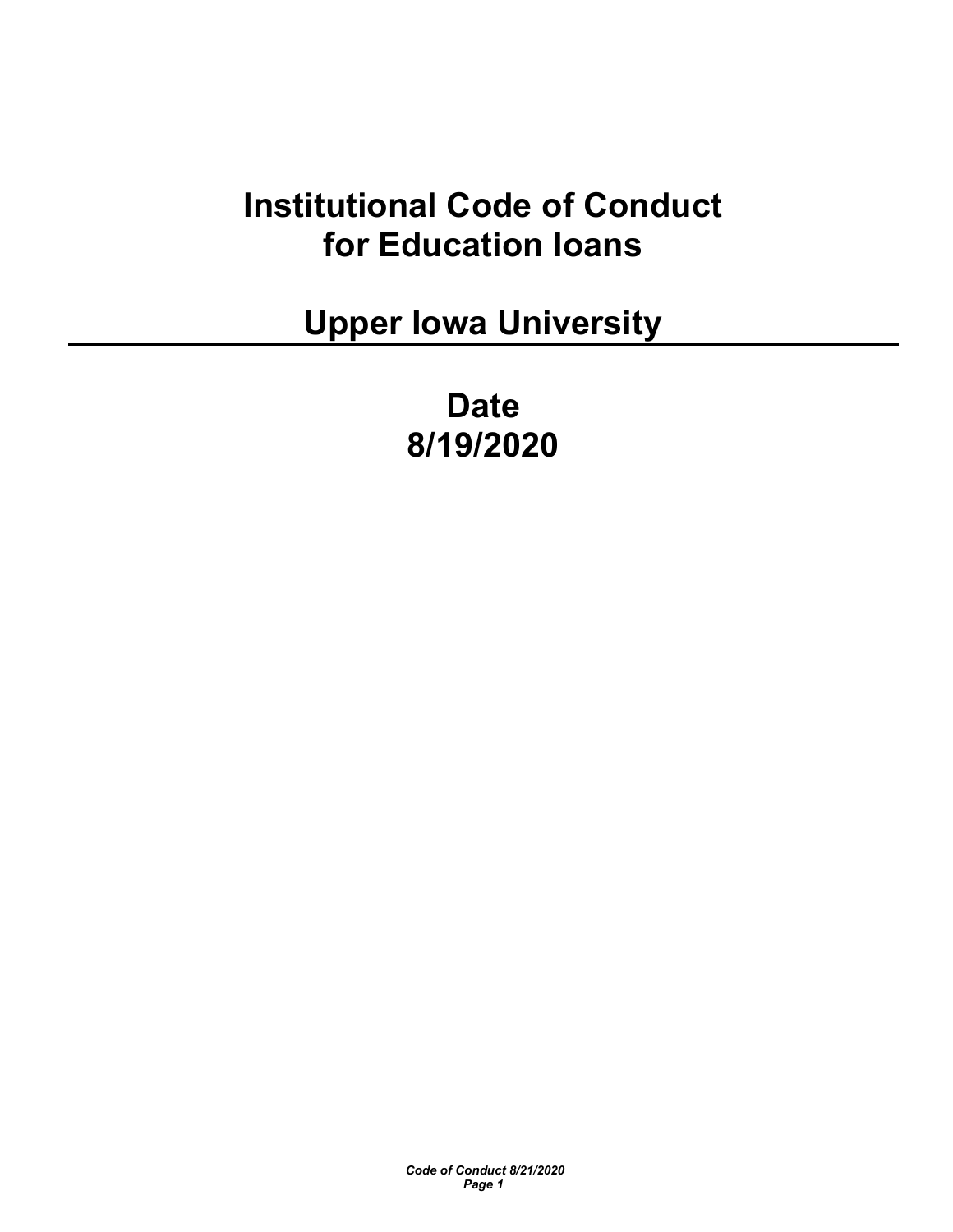# Institutional Code of Conduct for Education loans

# Upper Iowa University

---

## Date
## 8/19/2020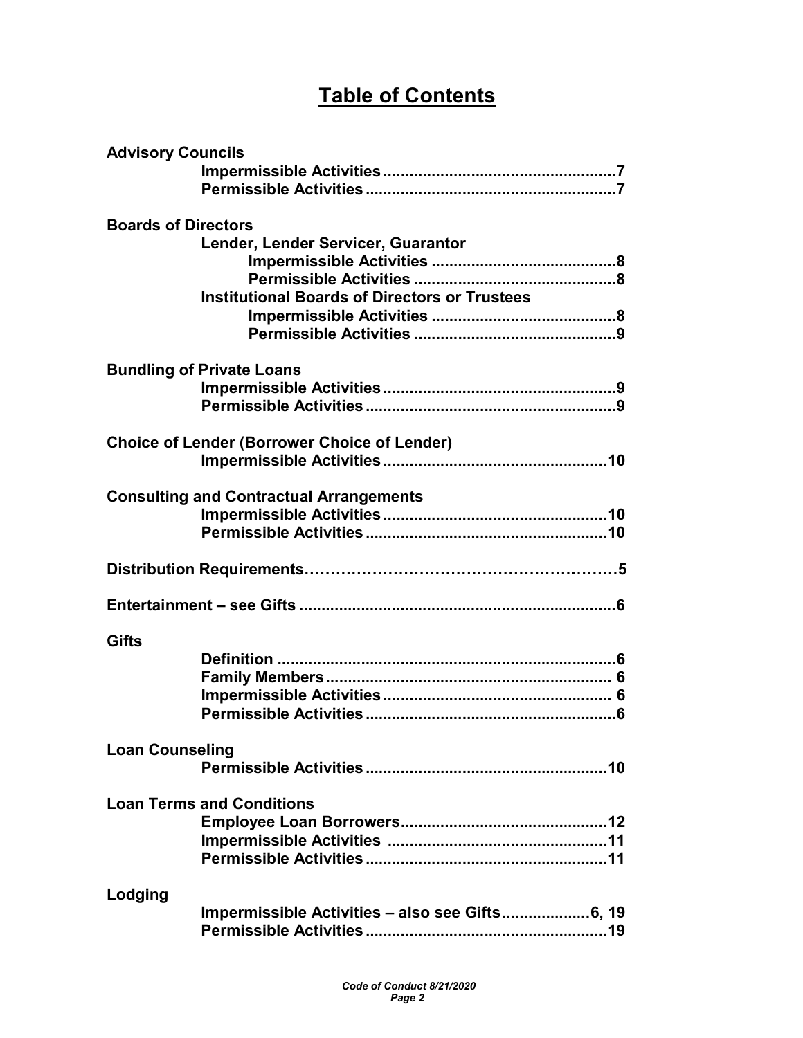# Table of Contents

**Advisory Councils**

- **Impermissible Activities ....................................................7**
- **Permissible Activities ........................................................7**

**Boards of Directors**

- **Lender, Lender Servicer, Guarantor**
  - **Impermissible Activities .........................................8**
  - **Permissible Activities .............................................8**
- **Institutional Boards of Directors or Trustees**
  - **Impermissible Activities .........................................8**
  - **Permissible Activities .............................................9**

**Bundling of Private Loans**

- **Impermissible Activities ....................................................9**
- **Permissible Activities ........................................................9**

**Choice of Lender (Borrower Choice of Lender)**

- **Impermissible Activities ..................................................10**

**Consulting and Contractual Arrangements**

- **Impermissible Activities ..................................................10**
- **Permissible Activities ......................................................10**

**Distribution Requirements……………………………………………………5**

**Entertainment – see Gifts .......................................................................6**

**Gifts**

- **Definition ...........................................................................6**
- **Family Members ................................................................ 6**
- **Impermissible Activities ................................................... 6**
- **Permissible Activities ........................................................6**

**Loan Counseling**

- **Permissible Activities ......................................................10**

**Loan Terms and Conditions**

- **Employee Loan Borrowers...............................................12**
- **Impermissible Activities .................................................11**
- **Permissible Activities ......................................................11**

**Lodging**

- **Impermissible Activities – also see Gifts....................6, 19**
- **Permissible Activities ......................................................19**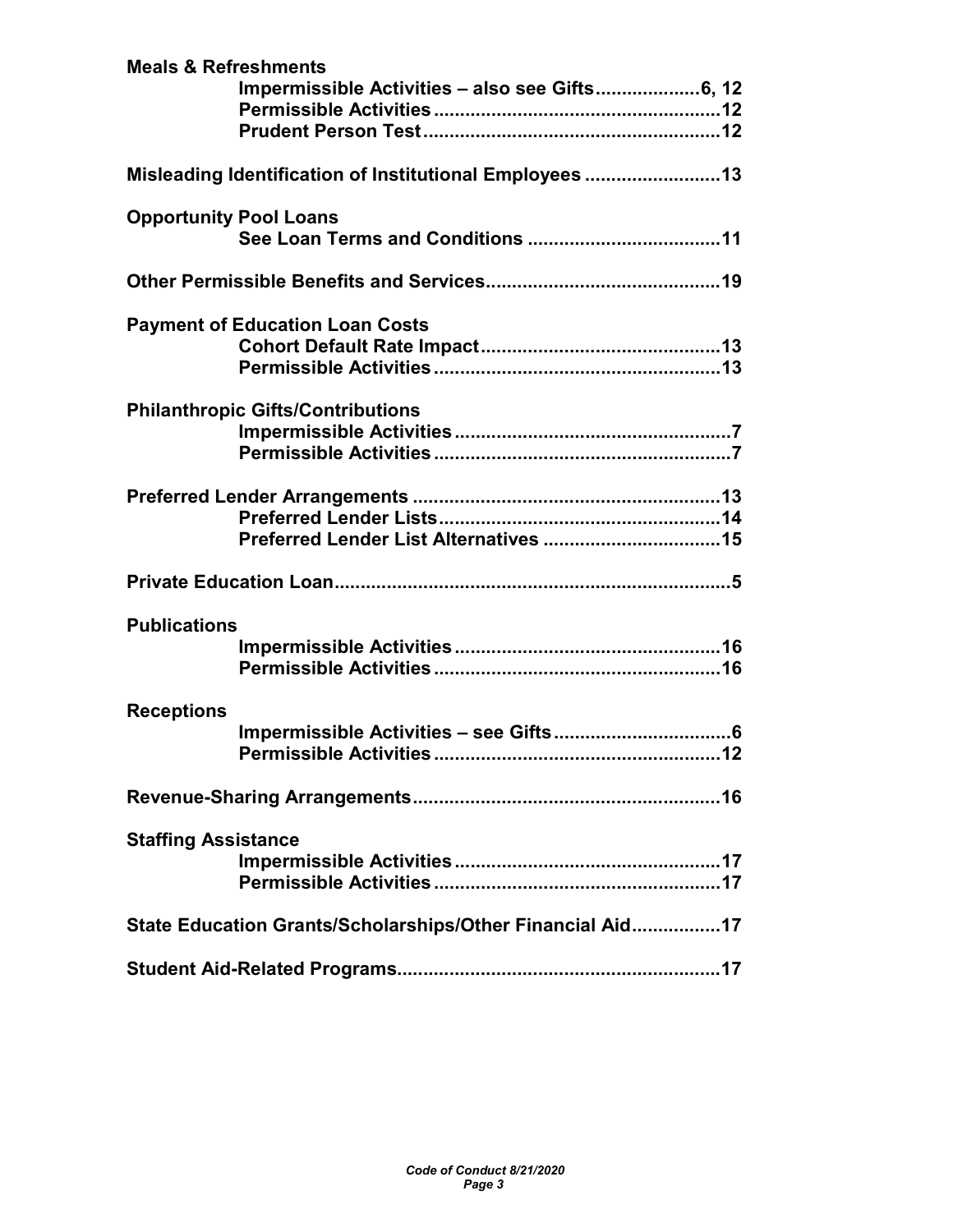**Meals & Refreshments**
- **Impermissible Activities – also see Gifts....................6, 12**
- **Permissible Activities.......................................................12**
- **Prudent Person Test.........................................................12**

**Misleading Identification of Institutional Employees ..........................13**

**Opportunity Pool Loans**
- **See Loan Terms and Conditions .....................................11**

**Other Permissible Benefits and Services.............................................19**

**Payment of Education Loan Costs**
- **Cohort Default Rate Impact..............................................13**
- **Permissible Activities.......................................................13**

**Philanthropic Gifts/Contributions**
- **Impermissible Activities.....................................................7**
- **Permissible Activities.........................................................7**

**Preferred Lender Arrangements ...........................................................13**
- **Preferred Lender Lists.....................................................14**
- **Preferred Lender List Alternatives ..................................15**

**Private Education Loan............................................................................5**

**Publications**
- **Impermissible Activities...................................................16**
- **Permissible Activities.......................................................16**

**Receptions**
- **Impermissible Activities – see Gifts..................................6**
- **Permissible Activities.......................................................12**

**Revenue-Sharing Arrangements...........................................................16**

**Staffing Assistance**
- **Impermissible Activities...................................................17**
- **Permissible Activities.......................................................17**

**State Education Grants/Scholarships/Other Financial Aid.................17**

**Student Aid-Related Programs..............................................................17**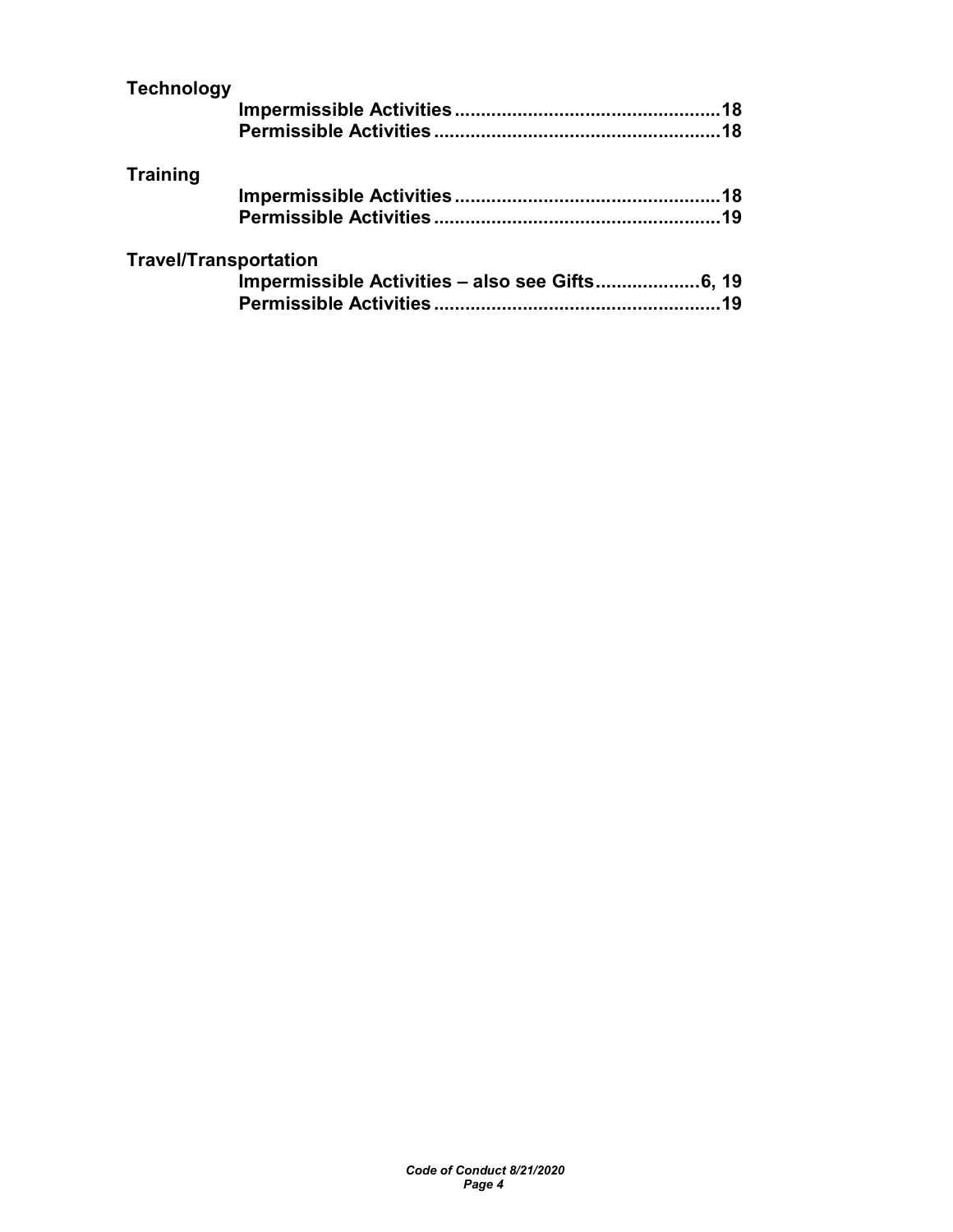**Technology**

- **Impermissible Activities .................................................. 18**
- **Permissible Activities ...................................................... 18**

**Training**

- **Impermissible Activities .................................................. 18**
- **Permissible Activities ...................................................... 19**

**Travel/Transportation**

- **Impermissible Activities – also see Gifts.................... 6, 19**
- **Permissible Activities ...................................................... 19**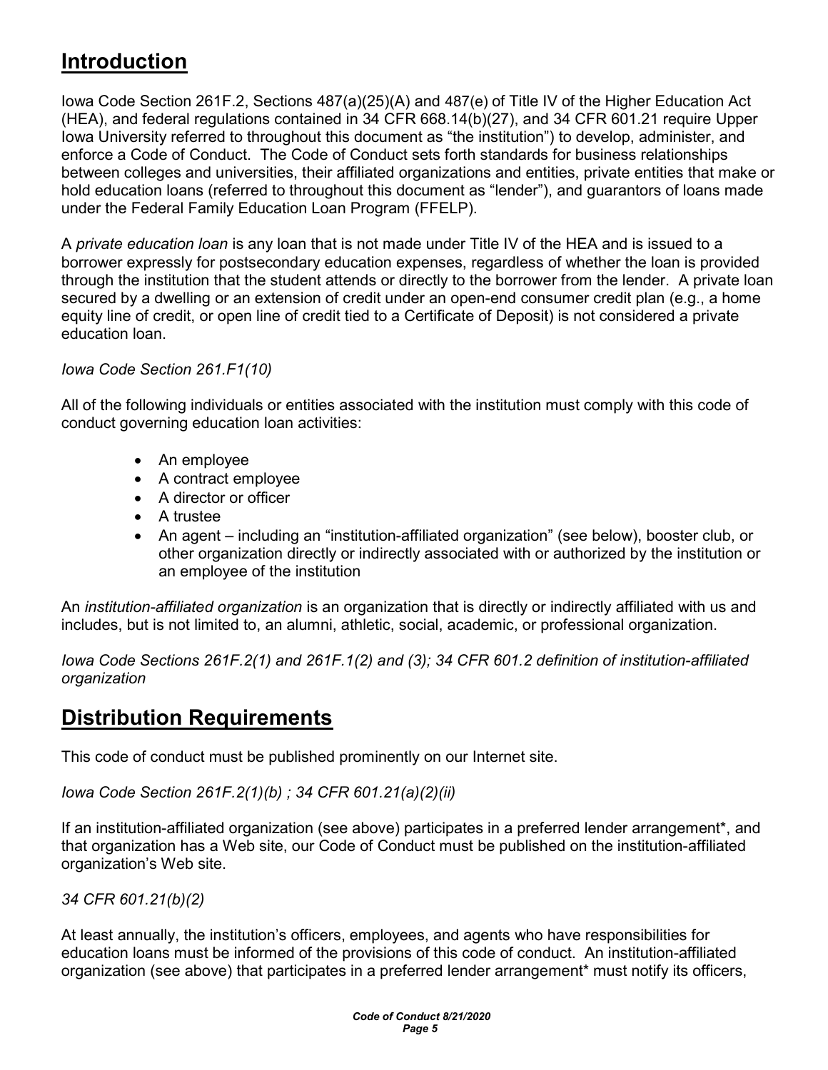## Introduction

Iowa Code Section 261F.2, Sections 487(a)(25)(A) and 487(e) of Title IV of the Higher Education Act (HEA), and federal regulations contained in 34 CFR 668.14(b)(27), and 34 CFR 601.21 require Upper Iowa University referred to throughout this document as "the institution") to develop, administer, and enforce a Code of Conduct. The Code of Conduct sets forth standards for business relationships between colleges and universities, their affiliated organizations and entities, private entities that make or hold education loans (referred to throughout this document as "lender"), and guarantors of loans made under the Federal Family Education Loan Program (FFELP).

A *private education loan* is any loan that is not made under Title IV of the HEA and is issued to a borrower expressly for postsecondary education expenses, regardless of whether the loan is provided through the institution that the student attends or directly to the borrower from the lender. A private loan secured by a dwelling or an extension of credit under an open-end consumer credit plan (e.g., a home equity line of credit, or open line of credit tied to a Certificate of Deposit) is not considered a private education loan.

*Iowa Code Section 261.F1(10)*

All of the following individuals or entities associated with the institution must comply with this code of conduct governing education loan activities:

- An employee
- A contract employee
- A director or officer
- A trustee
- An agent – including an "institution-affiliated organization" (see below), booster club, or other organization directly or indirectly associated with or authorized by the institution or an employee of the institution

An *institution-affiliated organization* is an organization that is directly or indirectly affiliated with us and includes, but is not limited to, an alumni, athletic, social, academic, or professional organization.

*Iowa Code Sections 261F.2(1) and 261F.1(2) and (3); 34 CFR 601.2 definition of institution-affiliated organization*

## Distribution Requirements

This code of conduct must be published prominently on our Internet site.

*Iowa Code Section 261F.2(1)(b) ; 34 CFR 601.21(a)(2)(ii)*

If an institution-affiliated organization (see above) participates in a preferred lender arrangement*, and that organization has a Web site, our Code of Conduct must be published on the institution-affiliated organization's Web site.

*34 CFR 601.21(b)(2)*

At least annually, the institution's officers, employees, and agents who have responsibilities for education loans must be informed of the provisions of this code of conduct. An institution-affiliated organization (see above) that participates in a preferred lender arrangement* must notify its officers,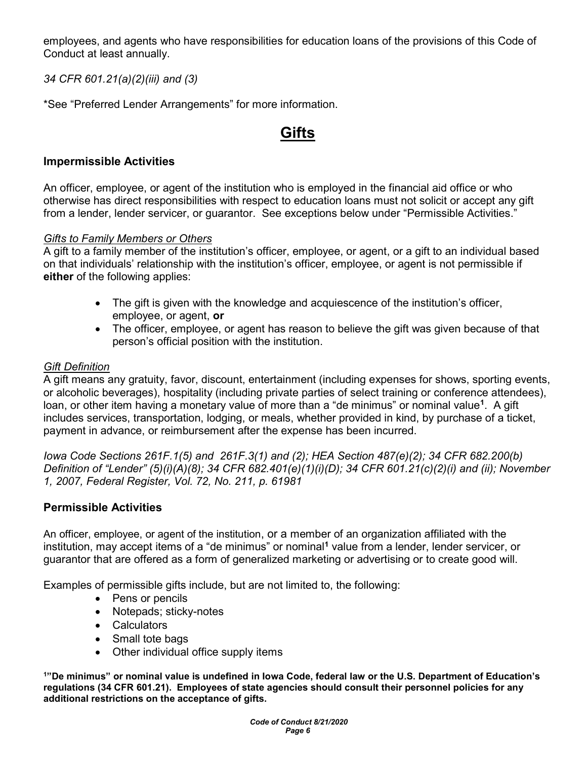employees, and agents who have responsibilities for education loans of the provisions of this Code of Conduct at least annually.

*34 CFR 601.21(a)(2)(iii) and (3)*

*See "Preferred Lender Arrangements" for more information.

# Gifts

## Impermissible Activities

An officer, employee, or agent of the institution who is employed in the financial aid office or who otherwise has direct responsibilities with respect to education loans must not solicit or accept any gift from a lender, lender servicer, or guarantor. See exceptions below under "Permissible Activities."

*Gifts to Family Members or Others*

A gift to a family member of the institution's officer, employee, or agent, or a gift to an individual based on that individuals' relationship with the institution's officer, employee, or agent is not permissible if **either** of the following applies:

- The gift is given with the knowledge and acquiescence of the institution's officer, employee, or agent, **or**
- The officer, employee, or agent has reason to believe the gift was given because of that person's official position with the institution.

*Gift Definition*

A gift means any gratuity, favor, discount, entertainment (including expenses for shows, sporting events, or alcoholic beverages), hospitality (including private parties of select training or conference attendees), loan, or other item having a monetary value of more than a "de minimus" or nominal value[1]. A gift includes services, transportation, lodging, or meals, whether provided in kind, by purchase of a ticket, payment in advance, or reimbursement after the expense has been incurred.

*Iowa Code Sections 261F.1(5) and 261F.3(1) and (2); HEA Section 487(e)(2); 34 CFR 682.200(b) Definition of "Lender" (5)(i)(A)(8); 34 CFR 682.401(e)(1)(i)(D); 34 CFR 601.21(c)(2)(i) and (ii); November 1, 2007, Federal Register, Vol. 72, No. 211, p. 61981*

## Permissible Activities

An officer, employee, or agent of the institution, or a member of an organization affiliated with the institution, may accept items of a "de minimus" or nominal[1] value from a lender, lender servicer, or guarantor that are offered as a form of generalized marketing or advertising or to create good will.

Examples of permissible gifts include, but are not limited to, the following:

- Pens or pencils
- Notepads; sticky-notes
- Calculators
- Small tote bags
- Other individual office supply items

**[1]"De minimus" or nominal value is undefined in Iowa Code, federal law or the U.S. Department of Education's regulations (34 CFR 601.21). Employees of state agencies should consult their personnel policies for any additional restrictions on the acceptance of gifts.**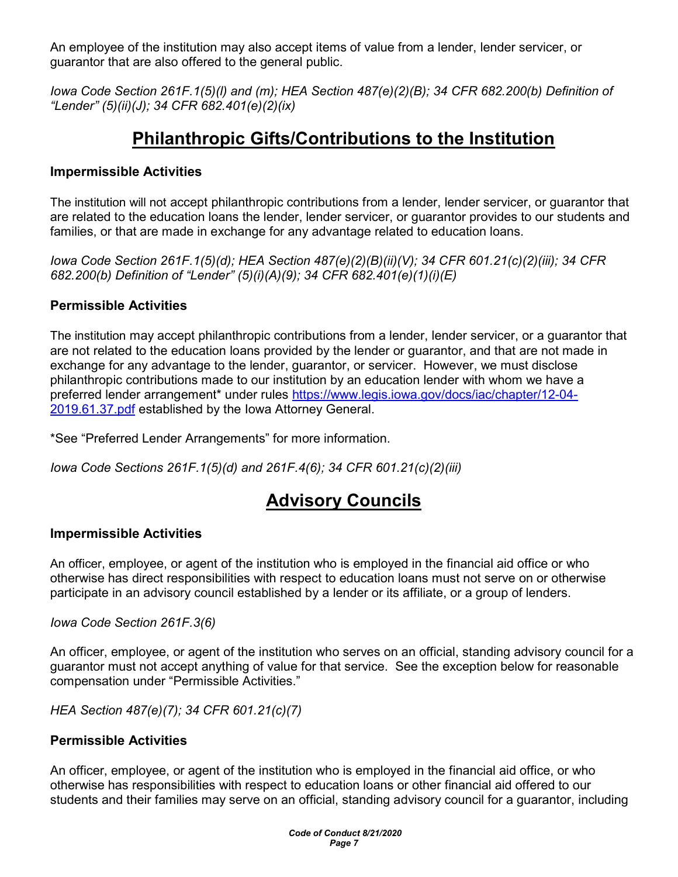An employee of the institution may also accept items of value from a lender, lender servicer, or guarantor that are also offered to the general public.

*Iowa Code Section 261F.1(5)(l) and (m); HEA Section 487(e)(2)(B); 34 CFR 682.200(b) Definition of "Lender" (5)(ii)(J); 34 CFR 682.401(e)(2)(ix)*

# Philanthropic Gifts/Contributions to the Institution

### Impermissible Activities

The institution will not accept philanthropic contributions from a lender, lender servicer, or guarantor that are related to the education loans the lender, lender servicer, or guarantor provides to our students and families, or that are made in exchange for any advantage related to education loans.

*Iowa Code Section 261F.1(5)(d); HEA Section 487(e)(2)(B)(ii)(V); 34 CFR 601.21(c)(2)(iii); 34 CFR 682.200(b) Definition of "Lender" (5)(i)(A)(9); 34 CFR 682.401(e)(1)(i)(E)*

### Permissible Activities

The institution may accept philanthropic contributions from a lender, lender servicer, or a guarantor that are not related to the education loans provided by the lender or guarantor, and that are not made in exchange for any advantage to the lender, guarantor, or servicer. However, we must disclose philanthropic contributions made to our institution by an education lender with whom we have a preferred lender arrangement* under rules [https://www.legis.iowa.gov/docs/iac/chapter/12-04-2019.61.37.pdf](https://www.legis.iowa.gov/docs/iac/chapter/12-04-2019.61.37.pdf) established by the Iowa Attorney General.

*See "Preferred Lender Arrangements" for more information.

*Iowa Code Sections 261F.1(5)(d) and 261F.4(6); 34 CFR 601.21(c)(2)(iii)*

# Advisory Councils

### Impermissible Activities

An officer, employee, or agent of the institution who is employed in the financial aid office or who otherwise has direct responsibilities with respect to education loans must not serve on or otherwise participate in an advisory council established by a lender or its affiliate, or a group of lenders.

*Iowa Code Section 261F.3(6)*

An officer, employee, or agent of the institution who serves on an official, standing advisory council for a guarantor must not accept anything of value for that service. See the exception below for reasonable compensation under "Permissible Activities."

*HEA Section 487(e)(7); 34 CFR 601.21(c)(7)*

### Permissible Activities

An officer, employee, or agent of the institution who is employed in the financial aid office, or who otherwise has responsibilities with respect to education loans or other financial aid offered to our students and their families may serve on an official, standing advisory council for a guarantor, including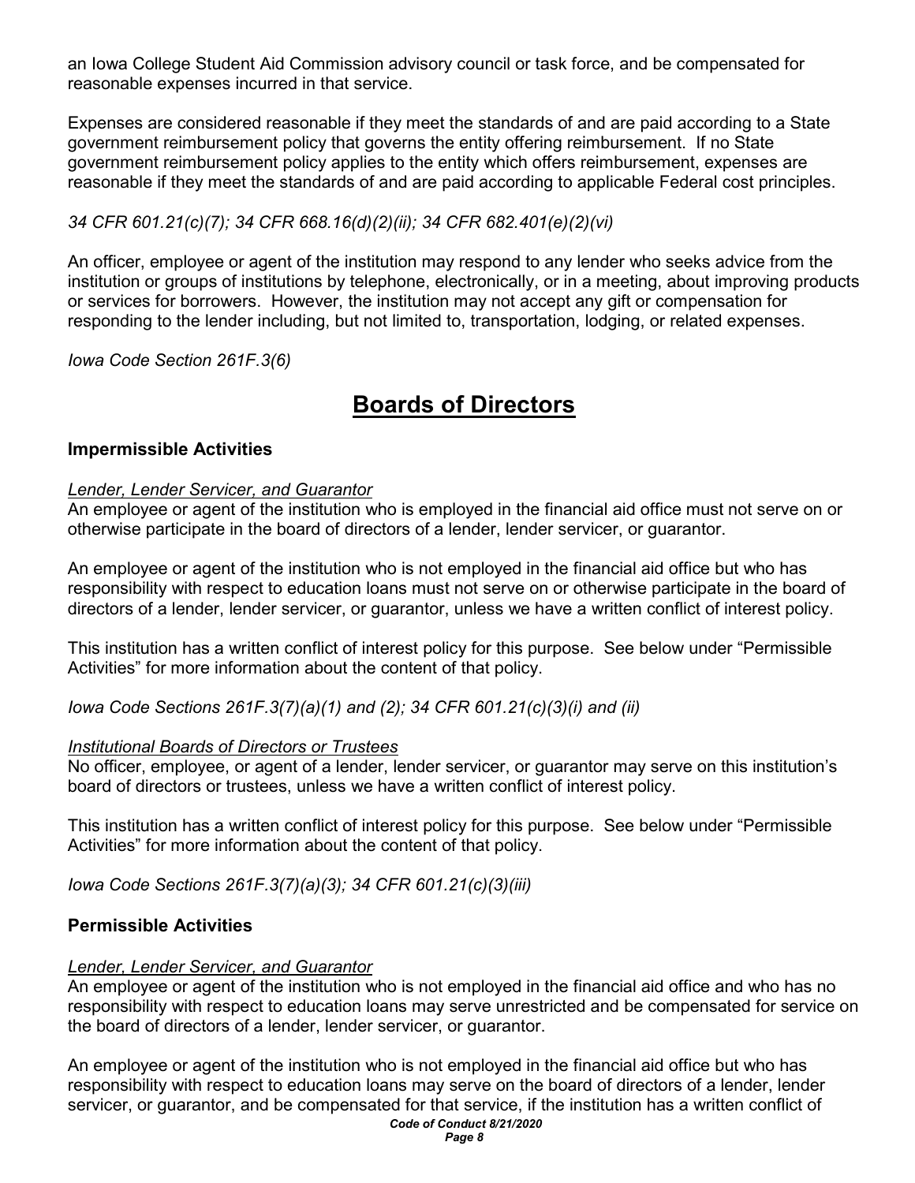an Iowa College Student Aid Commission advisory council or task force, and be compensated for reasonable expenses incurred in that service.

Expenses are considered reasonable if they meet the standards of and are paid according to a State government reimbursement policy that governs the entity offering reimbursement. If no State government reimbursement policy applies to the entity which offers reimbursement, expenses are reasonable if they meet the standards of and are paid according to applicable Federal cost principles.

*34 CFR 601.21(c)(7); 34 CFR 668.16(d)(2)(ii); 34 CFR 682.401(e)(2)(vi)*

An officer, employee or agent of the institution may respond to any lender who seeks advice from the institution or groups of institutions by telephone, electronically, or in a meeting, about improving products or services for borrowers. However, the institution may not accept any gift or compensation for responding to the lender including, but not limited to, transportation, lodging, or related expenses.

*Iowa Code Section 261F.3(6)*

# Boards of Directors

### Impermissible Activities

*Lender, Lender Servicer, and Guarantor*

An employee or agent of the institution who is employed in the financial aid office must not serve on or otherwise participate in the board of directors of a lender, lender servicer, or guarantor.

An employee or agent of the institution who is not employed in the financial aid office but who has responsibility with respect to education loans must not serve on or otherwise participate in the board of directors of a lender, lender servicer, or guarantor, unless we have a written conflict of interest policy.

This institution has a written conflict of interest policy for this purpose. See below under "Permissible Activities" for more information about the content of that policy.

*Iowa Code Sections 261F.3(7)(a)(1) and (2); 34 CFR 601.21(c)(3)(i) and (ii)*

*Institutional Boards of Directors or Trustees*

No officer, employee, or agent of a lender, lender servicer, or guarantor may serve on this institution's board of directors or trustees, unless we have a written conflict of interest policy.

This institution has a written conflict of interest policy for this purpose. See below under "Permissible Activities" for more information about the content of that policy.

*Iowa Code Sections 261F.3(7)(a)(3); 34 CFR 601.21(c)(3)(iii)*

### Permissible Activities

*Lender, Lender Servicer, and Guarantor*

An employee or agent of the institution who is not employed in the financial aid office and who has no responsibility with respect to education loans may serve unrestricted and be compensated for service on the board of directors of a lender, lender servicer, or guarantor.

An employee or agent of the institution who is not employed in the financial aid office but who has responsibility with respect to education loans may serve on the board of directors of a lender, lender servicer, or guarantor, and be compensated for that service, if the institution has a written conflict of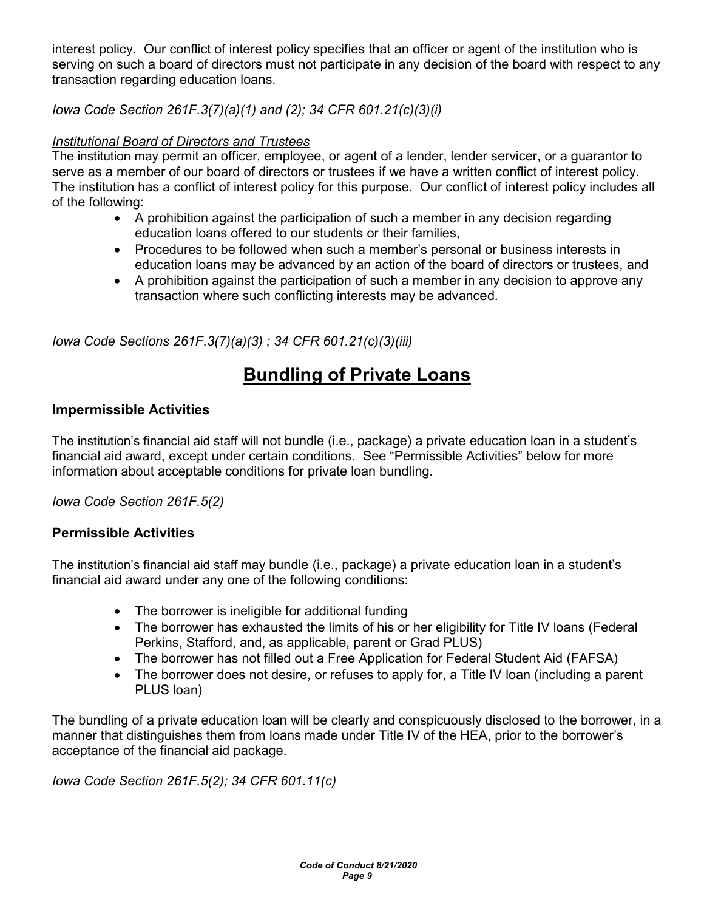interest policy. Our conflict of interest policy specifies that an officer or agent of the institution who is serving on such a board of directors must not participate in any decision of the board with respect to any transaction regarding education loans.

*Iowa Code Section 261F.3(7)(a)(1) and (2); 34 CFR 601.21(c)(3)(i)*

*Institutional Board of Directors and Trustees*

The institution may permit an officer, employee, or agent of a lender, lender servicer, or a guarantor to serve as a member of our board of directors or trustees if we have a written conflict of interest policy. The institution has a conflict of interest policy for this purpose. Our conflict of interest policy includes all of the following:

- A prohibition against the participation of such a member in any decision regarding education loans offered to our students or their families,
- Procedures to be followed when such a member's personal or business interests in education loans may be advanced by an action of the board of directors or trustees, and
- A prohibition against the participation of such a member in any decision to approve any transaction where such conflicting interests may be advanced.

*Iowa Code Sections 261F.3(7)(a)(3) ; 34 CFR 601.21(c)(3)(iii)*

# Bundling of Private Loans

### Impermissible Activities

The institution's financial aid staff will not bundle (i.e., package) a private education loan in a student's financial aid award, except under certain conditions. See "Permissible Activities" below for more information about acceptable conditions for private loan bundling.

*Iowa Code Section 261F.5(2)*

### Permissible Activities

The institution's financial aid staff may bundle (i.e., package) a private education loan in a student's financial aid award under any one of the following conditions:

- The borrower is ineligible for additional funding
- The borrower has exhausted the limits of his or her eligibility for Title IV loans (Federal Perkins, Stafford, and, as applicable, parent or Grad PLUS)
- The borrower has not filled out a Free Application for Federal Student Aid (FAFSA)
- The borrower does not desire, or refuses to apply for, a Title IV loan (including a parent PLUS loan)

The bundling of a private education loan will be clearly and conspicuously disclosed to the borrower, in a manner that distinguishes them from loans made under Title IV of the HEA, prior to the borrower's acceptance of the financial aid package.

*Iowa Code Section 261F.5(2); 34 CFR 601.11(c)*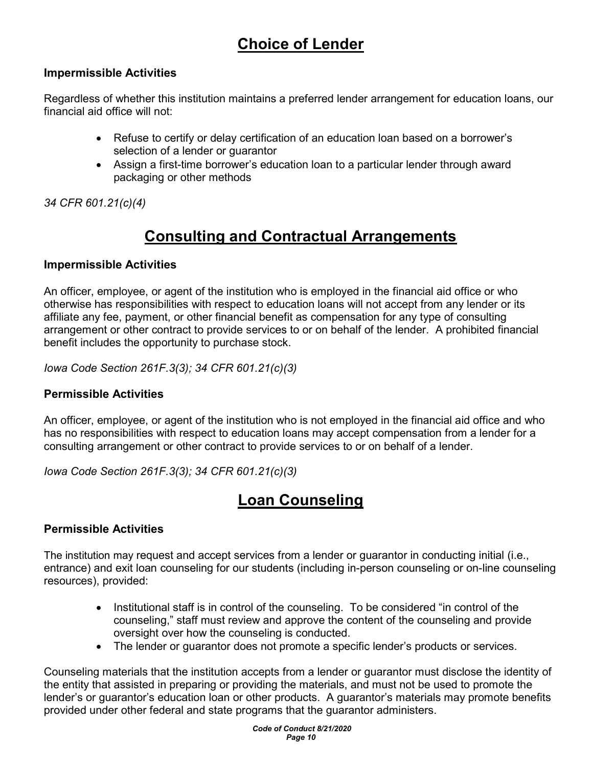# Choice of Lender

### Impermissible Activities

Regardless of whether this institution maintains a preferred lender arrangement for education loans, our financial aid office will not:

- Refuse to certify or delay certification of an education loan based on a borrower's selection of a lender or guarantor
- Assign a first-time borrower's education loan to a particular lender through award packaging or other methods

*34 CFR 601.21(c)(4)*

# Consulting and Contractual Arrangements

### Impermissible Activities

An officer, employee, or agent of the institution who is employed in the financial aid office or who otherwise has responsibilities with respect to education loans will not accept from any lender or its affiliate any fee, payment, or other financial benefit as compensation for any type of consulting arrangement or other contract to provide services to or on behalf of the lender. A prohibited financial benefit includes the opportunity to purchase stock.

*Iowa Code Section 261F.3(3); 34 CFR 601.21(c)(3)*

### Permissible Activities

An officer, employee, or agent of the institution who is not employed in the financial aid office and who has no responsibilities with respect to education loans may accept compensation from a lender for a consulting arrangement or other contract to provide services to or on behalf of a lender.

*Iowa Code Section 261F.3(3); 34 CFR 601.21(c)(3)*

# Loan Counseling

### Permissible Activities

The institution may request and accept services from a lender or guarantor in conducting initial (i.e., entrance) and exit loan counseling for our students (including in-person counseling or on-line counseling resources), provided:

- Institutional staff is in control of the counseling. To be considered "in control of the counseling," staff must review and approve the content of the counseling and provide oversight over how the counseling is conducted.
- The lender or guarantor does not promote a specific lender's products or services.

Counseling materials that the institution accepts from a lender or guarantor must disclose the identity of the entity that assisted in preparing or providing the materials, and must not be used to promote the lender's or guarantor's education loan or other products. A guarantor's materials may promote benefits provided under other federal and state programs that the guarantor administers.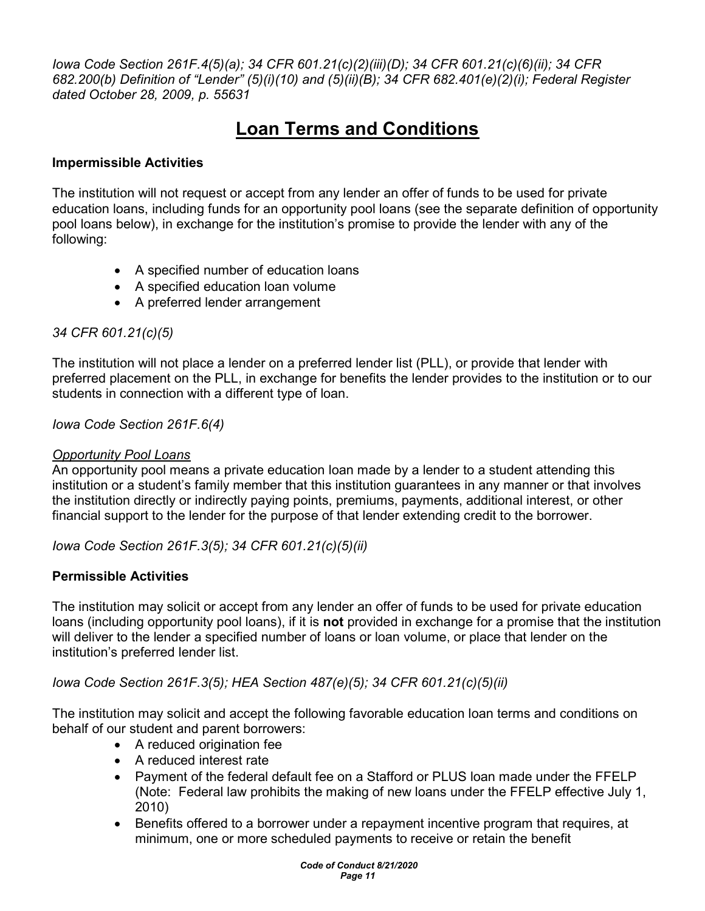*Iowa Code Section 261F.4(5)(a); 34 CFR 601.21(c)(2)(iii)(D); 34 CFR 601.21(c)(6)(ii); 34 CFR 682.200(b) Definition of "Lender" (5)(i)(10) and (5)(ii)(B); 34 CFR 682.401(e)(2)(i); Federal Register dated October 28, 2009, p. 55631*

# Loan Terms and Conditions

### Impermissible Activities

The institution will not request or accept from any lender an offer of funds to be used for private education loans, including funds for an opportunity pool loans (see the separate definition of opportunity pool loans below), in exchange for the institution's promise to provide the lender with any of the following:

- A specified number of education loans
- A specified education loan volume
- A preferred lender arrangement

*34 CFR 601.21(c)(5)*

The institution will not place a lender on a preferred lender list (PLL), or provide that lender with preferred placement on the PLL, in exchange for benefits the lender provides to the institution or to our students in connection with a different type of loan.

*Iowa Code Section 261F.6(4)*

*Opportunity Pool Loans*

An opportunity pool means a private education loan made by a lender to a student attending this institution or a student's family member that this institution guarantees in any manner or that involves the institution directly or indirectly paying points, premiums, payments, additional interest, or other financial support to the lender for the purpose of that lender extending credit to the borrower.

*Iowa Code Section 261F.3(5); 34 CFR 601.21(c)(5)(ii)*

### Permissible Activities

The institution may solicit or accept from any lender an offer of funds to be used for private education loans (including opportunity pool loans), if it is **not** provided in exchange for a promise that the institution will deliver to the lender a specified number of loans or loan volume, or place that lender on the institution's preferred lender list.

*Iowa Code Section 261F.3(5); HEA Section 487(e)(5); 34 CFR 601.21(c)(5)(ii)*

The institution may solicit and accept the following favorable education loan terms and conditions on behalf of our student and parent borrowers:

- A reduced origination fee
- A reduced interest rate
- Payment of the federal default fee on a Stafford or PLUS loan made under the FFELP (Note: Federal law prohibits the making of new loans under the FFELP effective July 1, 2010)
- Benefits offered to a borrower under a repayment incentive program that requires, at minimum, one or more scheduled payments to receive or retain the benefit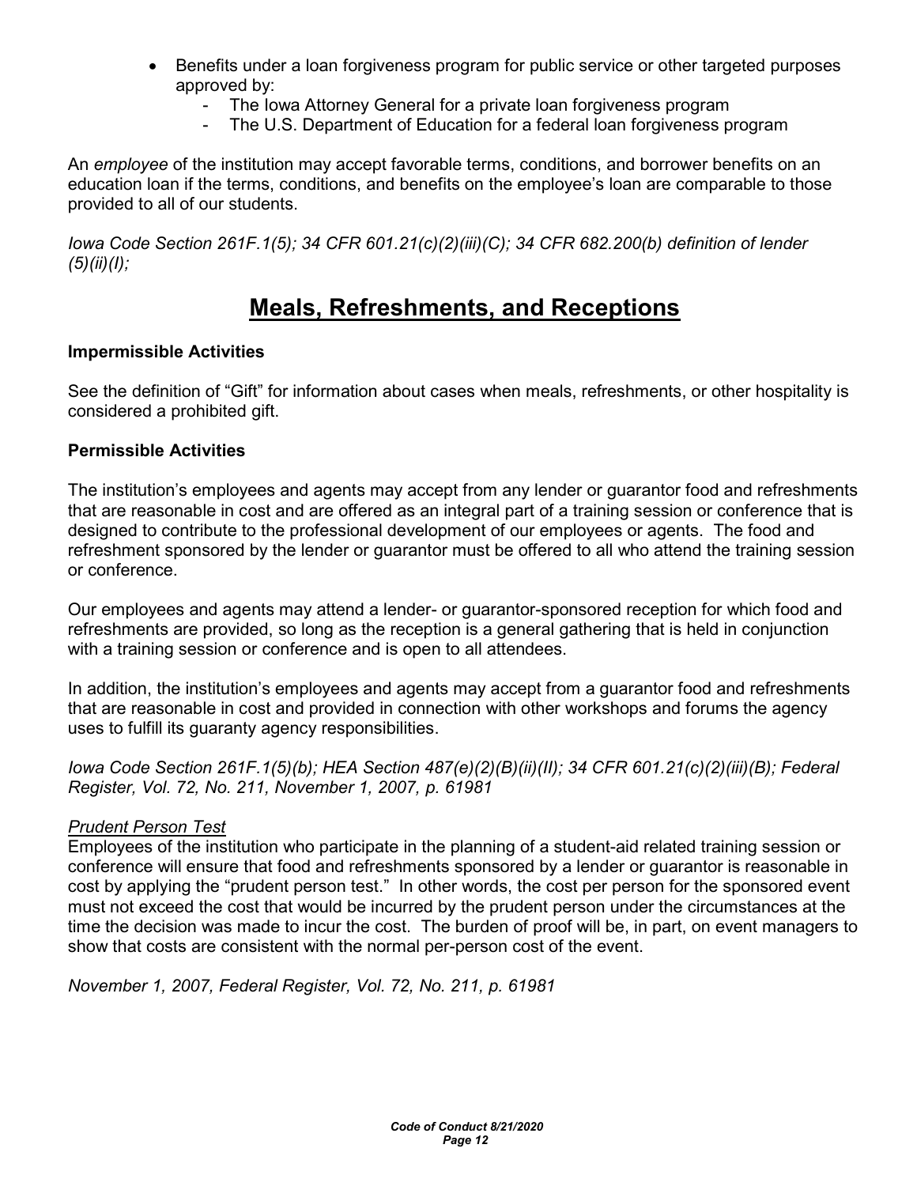- Benefits under a loan forgiveness program for public service or other targeted purposes approved by:
  - The Iowa Attorney General for a private loan forgiveness program
  - The U.S. Department of Education for a federal loan forgiveness program

An *employee* of the institution may accept favorable terms, conditions, and borrower benefits on an education loan if the terms, conditions, and benefits on the employee's loan are comparable to those provided to all of our students.

*Iowa Code Section 261F.1(5); 34 CFR 601.21(c)(2)(iii)(C); 34 CFR 682.200(b) definition of lender (5)(ii)(I);*

# Meals, Refreshments, and Receptions

**Impermissible Activities**

See the definition of "Gift" for information about cases when meals, refreshments, or other hospitality is considered a prohibited gift.

**Permissible Activities**

The institution's employees and agents may accept from any lender or guarantor food and refreshments that are reasonable in cost and are offered as an integral part of a training session or conference that is designed to contribute to the professional development of our employees or agents. The food and refreshment sponsored by the lender or guarantor must be offered to all who attend the training session or conference.

Our employees and agents may attend a lender- or guarantor-sponsored reception for which food and refreshments are provided, so long as the reception is a general gathering that is held in conjunction with a training session or conference and is open to all attendees.

In addition, the institution's employees and agents may accept from a guarantor food and refreshments that are reasonable in cost and provided in connection with other workshops and forums the agency uses to fulfill its guaranty agency responsibilities.

*Iowa Code Section 261F.1(5)(b); HEA Section 487(e)(2)(B)(ii)(II); 34 CFR 601.21(c)(2)(iii)(B); Federal Register, Vol. 72, No. 211, November 1, 2007, p. 61981*

*Prudent Person Test*

Employees of the institution who participate in the planning of a student-aid related training session or conference will ensure that food and refreshments sponsored by a lender or guarantor is reasonable in cost by applying the "prudent person test." In other words, the cost per person for the sponsored event must not exceed the cost that would be incurred by the prudent person under the circumstances at the time the decision was made to incur the cost. The burden of proof will be, in part, on event managers to show that costs are consistent with the normal per-person cost of the event.

*November 1, 2007, Federal Register, Vol. 72, No. 211, p. 61981*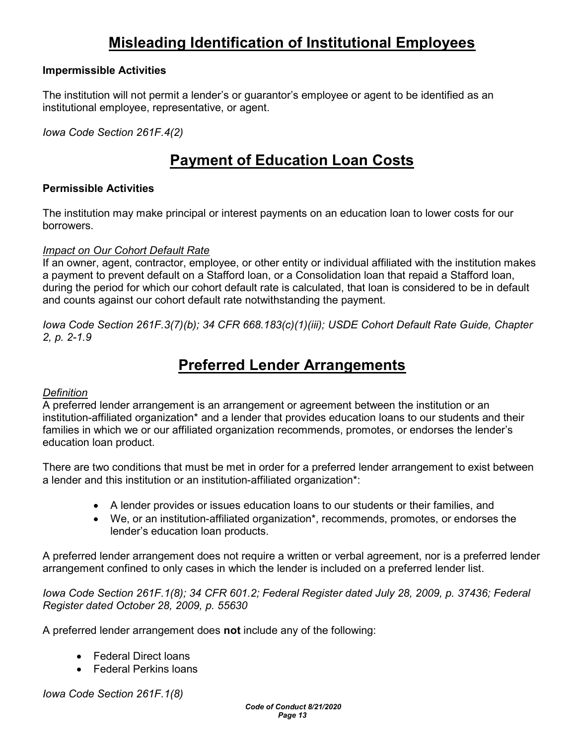# Misleading Identification of Institutional Employees

**Impermissible Activities**

The institution will not permit a lender's or guarantor's employee or agent to be identified as an institutional employee, representative, or agent.

*Iowa Code Section 261F.4(2)*

# Payment of Education Loan Costs

**Permissible Activities**

The institution may make principal or interest payments on an education loan to lower costs for our borrowers.

*Impact on Our Cohort Default Rate*

If an owner, agent, contractor, employee, or other entity or individual affiliated with the institution makes a payment to prevent default on a Stafford loan, or a Consolidation loan that repaid a Stafford loan, during the period for which our cohort default rate is calculated, that loan is considered to be in default and counts against our cohort default rate notwithstanding the payment.

*Iowa Code Section 261F.3(7)(b); 34 CFR 668.183(c)(1)(iii); USDE Cohort Default Rate Guide, Chapter 2, p. 2-1.9*

# Preferred Lender Arrangements

*Definition*

A preferred lender arrangement is an arrangement or agreement between the institution or an institution-affiliated organization* and a lender that provides education loans to our students and their families in which we or our affiliated organization recommends, promotes, or endorses the lender's education loan product.

There are two conditions that must be met in order for a preferred lender arrangement to exist between a lender and this institution or an institution-affiliated organization*:

- A lender provides or issues education loans to our students or their families, and
- We, or an institution-affiliated organization*, recommends, promotes, or endorses the lender's education loan products.

A preferred lender arrangement does not require a written or verbal agreement, nor is a preferred lender arrangement confined to only cases in which the lender is included on a preferred lender list.

*Iowa Code Section 261F.1(8); 34 CFR 601.2; Federal Register dated July 28, 2009, p. 37436; Federal Register dated October 28, 2009, p. 55630*

A preferred lender arrangement does **not** include any of the following:

- Federal Direct loans
- Federal Perkins loans

*Iowa Code Section 261F.1(8)*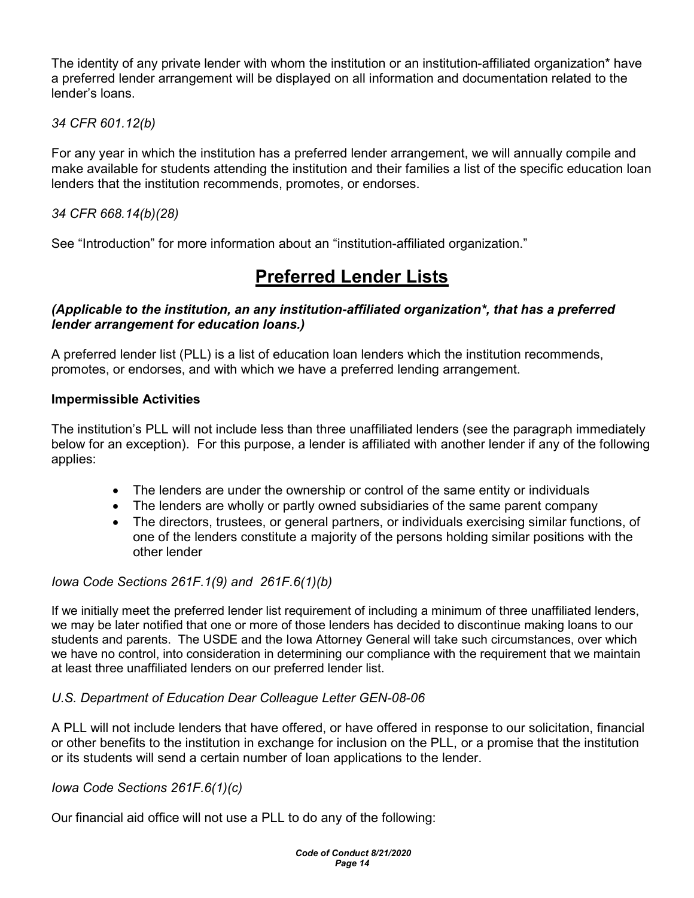The identity of any private lender with whom the institution or an institution-affiliated organization* have a preferred lender arrangement will be displayed on all information and documentation related to the lender's loans.

*34 CFR 601.12(b)*

For any year in which the institution has a preferred lender arrangement, we will annually compile and make available for students attending the institution and their families a list of the specific education loan lenders that the institution recommends, promotes, or endorses.

*34 CFR 668.14(b)(28)*

See "Introduction" for more information about an "institution-affiliated organization."

# Preferred Lender Lists

***(Applicable to the institution, an any institution-affiliated organization*, that has a preferred lender arrangement for education loans.)***

A preferred lender list (PLL) is a list of education loan lenders which the institution recommends, promotes, or endorses, and with which we have a preferred lending arrangement.

**Impermissible Activities**

The institution's PLL will not include less than three unaffiliated lenders (see the paragraph immediately below for an exception). For this purpose, a lender is affiliated with another lender if any of the following applies:

- The lenders are under the ownership or control of the same entity or individuals
- The lenders are wholly or partly owned subsidiaries of the same parent company
- The directors, trustees, or general partners, or individuals exercising similar functions, of one of the lenders constitute a majority of the persons holding similar positions with the other lender

*Iowa Code Sections 261F.1(9) and 261F.6(1)(b)*

If we initially meet the preferred lender list requirement of including a minimum of three unaffiliated lenders, we may be later notified that one or more of those lenders has decided to discontinue making loans to our students and parents. The USDE and the Iowa Attorney General will take such circumstances, over which we have no control, into consideration in determining our compliance with the requirement that we maintain at least three unaffiliated lenders on our preferred lender list.

*U.S. Department of Education Dear Colleague Letter GEN-08-06*

A PLL will not include lenders that have offered, or have offered in response to our solicitation, financial or other benefits to the institution in exchange for inclusion on the PLL, or a promise that the institution or its students will send a certain number of loan applications to the lender.

*Iowa Code Sections 261F.6(1)(c)*

Our financial aid office will not use a PLL to do any of the following: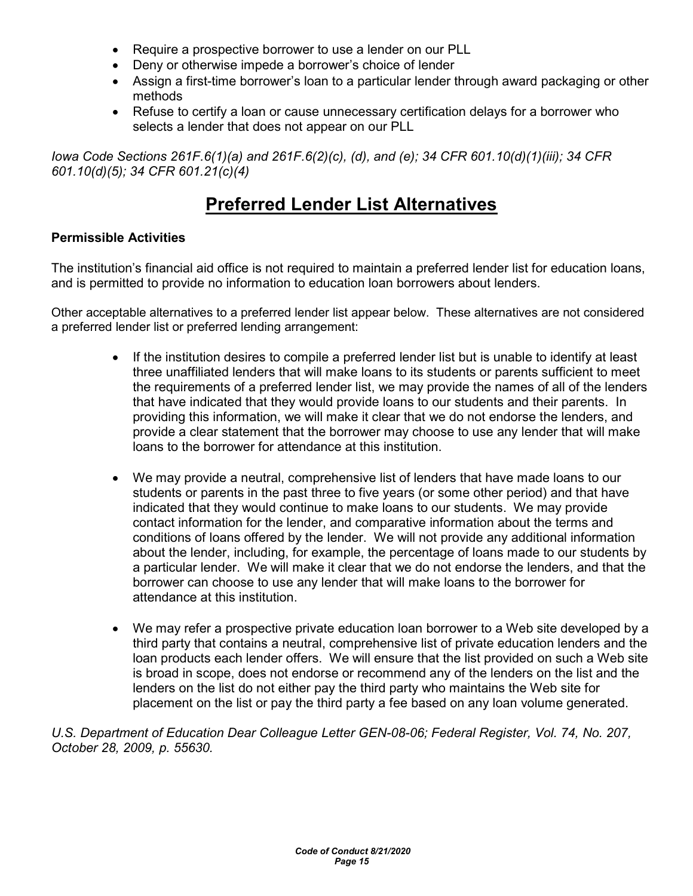- Require a prospective borrower to use a lender on our PLL
- Deny or otherwise impede a borrower's choice of lender
- Assign a first-time borrower's loan to a particular lender through award packaging or other methods
- Refuse to certify a loan or cause unnecessary certification delays for a borrower who selects a lender that does not appear on our PLL

*Iowa Code Sections 261F.6(1)(a) and 261F.6(2)(c), (d), and (e); 34 CFR 601.10(d)(1)(iii); 34 CFR 601.10(d)(5); 34 CFR 601.21(c)(4)*

# Preferred Lender List Alternatives

**Permissible Activities**

The institution's financial aid office is not required to maintain a preferred lender list for education loans, and is permitted to provide no information to education loan borrowers about lenders.

Other acceptable alternatives to a preferred lender list appear below. These alternatives are not considered a preferred lender list or preferred lending arrangement:

- If the institution desires to compile a preferred lender list but is unable to identify at least three unaffiliated lenders that will make loans to its students or parents sufficient to meet the requirements of a preferred lender list, we may provide the names of all of the lenders that have indicated that they would provide loans to our students and their parents. In providing this information, we will make it clear that we do not endorse the lenders, and provide a clear statement that the borrower may choose to use any lender that will make loans to the borrower for attendance at this institution.

- We may provide a neutral, comprehensive list of lenders that have made loans to our students or parents in the past three to five years (or some other period) and that have indicated that they would continue to make loans to our students. We may provide contact information for the lender, and comparative information about the terms and conditions of loans offered by the lender. We will not provide any additional information about the lender, including, for example, the percentage of loans made to our students by a particular lender. We will make it clear that we do not endorse the lenders, and that the borrower can choose to use any lender that will make loans to the borrower for attendance at this institution.

- We may refer a prospective private education loan borrower to a Web site developed by a third party that contains a neutral, comprehensive list of private education lenders and the loan products each lender offers. We will ensure that the list provided on such a Web site is broad in scope, does not endorse or recommend any of the lenders on the list and the lenders on the list do not either pay the third party who maintains the Web site for placement on the list or pay the third party a fee based on any loan volume generated.

*U.S. Department of Education Dear Colleague Letter GEN-08-06; Federal Register, Vol. 74, No. 207, October 28, 2009, p. 55630.*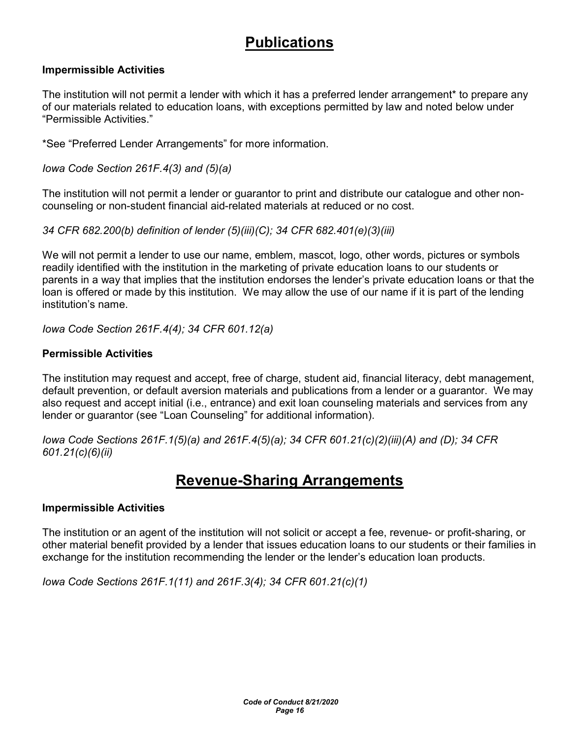# Publications

### Impermissible Activities

The institution will not permit a lender with which it has a preferred lender arrangement* to prepare any of our materials related to education loans, with exceptions permitted by law and noted below under "Permissible Activities."

*See "Preferred Lender Arrangements" for more information.

*Iowa Code Section 261F.4(3) and (5)(a)*

The institution will not permit a lender or guarantor to print and distribute our catalogue and other non-counseling or non-student financial aid-related materials at reduced or no cost.

*34 CFR 682.200(b) definition of lender (5)(iii)(C); 34 CFR 682.401(e)(3)(iii)*

We will not permit a lender to use our name, emblem, mascot, logo, other words, pictures or symbols readily identified with the institution in the marketing of private education loans to our students or parents in a way that implies that the institution endorses the lender's private education loans or that the loan is offered or made by this institution. We may allow the use of our name if it is part of the lending institution's name.

*Iowa Code Section 261F.4(4); 34 CFR 601.12(a)*

### Permissible Activities

The institution may request and accept, free of charge, student aid, financial literacy, debt management, default prevention, or default aversion materials and publications from a lender or a guarantor. We may also request and accept initial (i.e., entrance) and exit loan counseling materials and services from any lender or guarantor (see "Loan Counseling" for additional information).

*Iowa Code Sections 261F.1(5)(a) and 261F.4(5)(a); 34 CFR 601.21(c)(2)(iii)(A) and (D); 34 CFR 601.21(c)(6)(ii)*

# Revenue-Sharing Arrangements

### Impermissible Activities

The institution or an agent of the institution will not solicit or accept a fee, revenue- or profit-sharing, or other material benefit provided by a lender that issues education loans to our students or their families in exchange for the institution recommending the lender or the lender's education loan products.

*Iowa Code Sections 261F.1(11) and 261F.3(4); 34 CFR 601.21(c)(1)*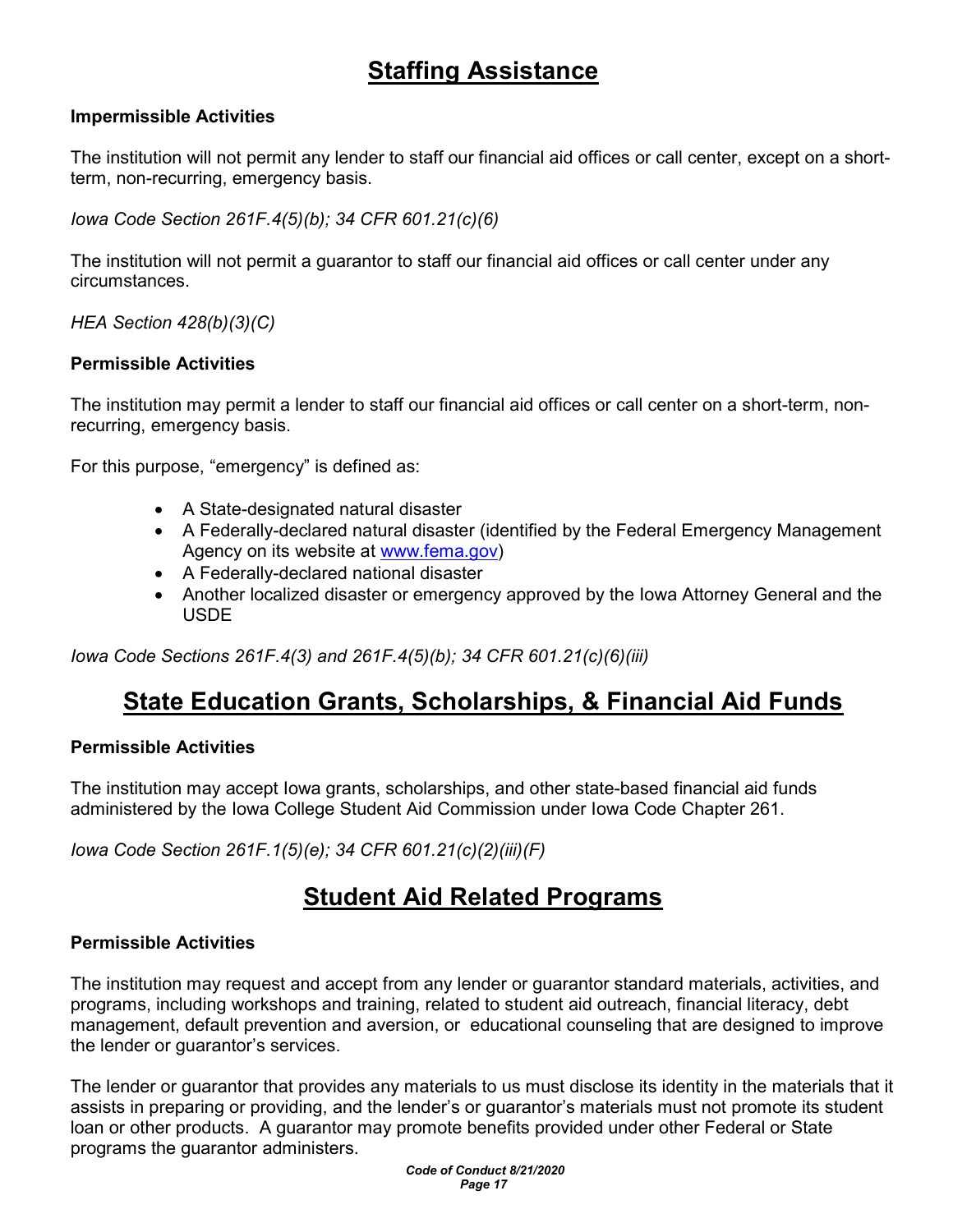# Staffing Assistance

**Impermissible Activities**

The institution will not permit any lender to staff our financial aid offices or call center, except on a short-term, non-recurring, emergency basis.

*Iowa Code Section 261F.4(5)(b); 34 CFR 601.21(c)(6)*

The institution will not permit a guarantor to staff our financial aid offices or call center under any circumstances.

*HEA Section 428(b)(3)(C)*

**Permissible Activities**

The institution may permit a lender to staff our financial aid offices or call center on a short-term, non-recurring, emergency basis.

For this purpose, "emergency" is defined as:

- A State-designated natural disaster
- A Federally-declared natural disaster (identified by the Federal Emergency Management Agency on its website at [www.fema.gov](http://www.fema.gov))
- A Federally-declared national disaster
- Another localized disaster or emergency approved by the Iowa Attorney General and the USDE

*Iowa Code Sections 261F.4(3) and 261F.4(5)(b); 34 CFR 601.21(c)(6)(iii)*

# State Education Grants, Scholarships, & Financial Aid Funds

**Permissible Activities**

The institution may accept Iowa grants, scholarships, and other state-based financial aid funds administered by the Iowa College Student Aid Commission under Iowa Code Chapter 261.

*Iowa Code Section 261F.1(5)(e); 34 CFR 601.21(c)(2)(iii)(F)*

# Student Aid Related Programs

**Permissible Activities**

The institution may request and accept from any lender or guarantor standard materials, activities, and programs, including workshops and training, related to student aid outreach, financial literacy, debt management, default prevention and aversion, or educational counseling that are designed to improve the lender or guarantor's services.

The lender or guarantor that provides any materials to us must disclose its identity in the materials that it assists in preparing or providing, and the lender's or guarantor's materials must not promote its student loan or other products. A guarantor may promote benefits provided under other Federal or State programs the guarantor administers.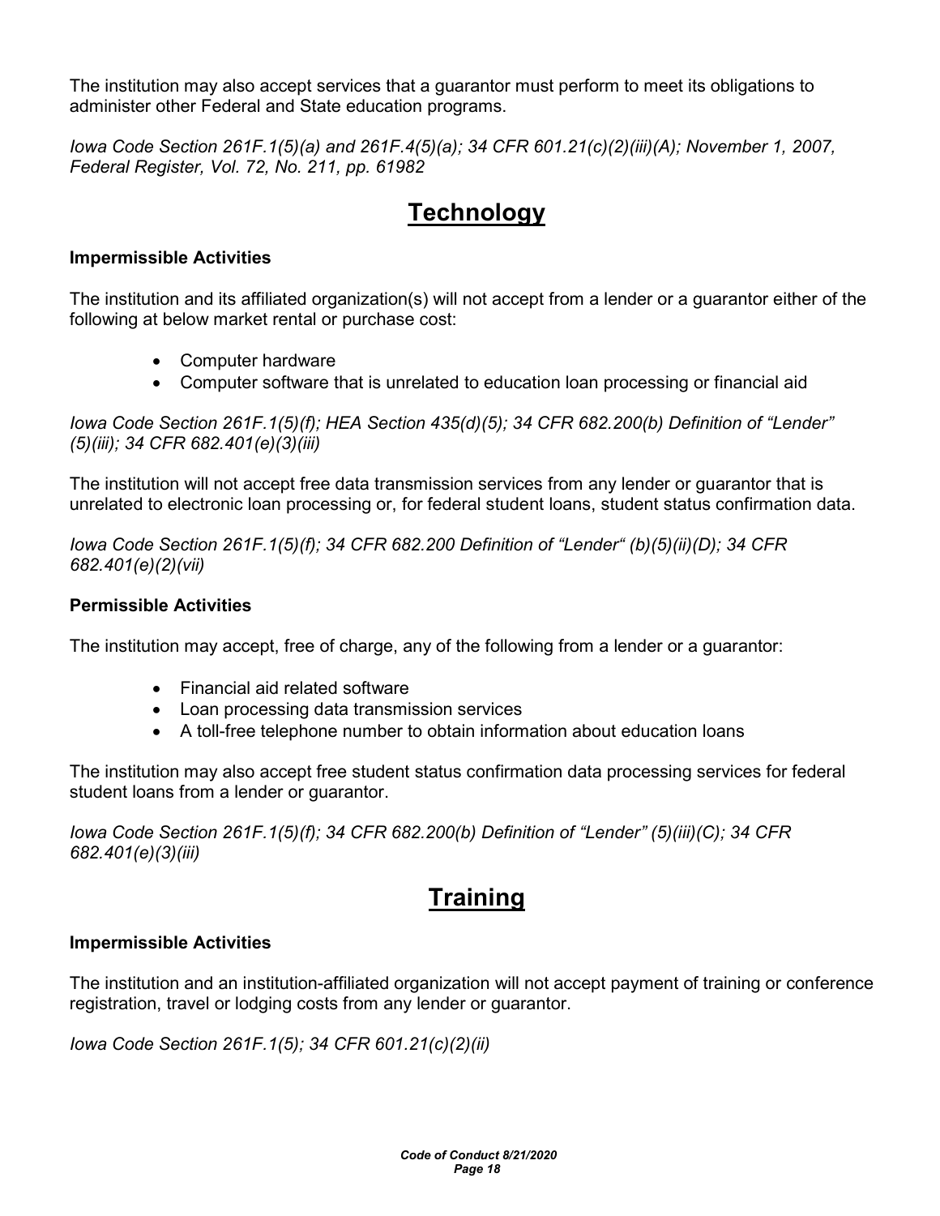The institution may also accept services that a guarantor must perform to meet its obligations to administer other Federal and State education programs.

*Iowa Code Section 261F.1(5)(a) and 261F.4(5)(a); 34 CFR 601.21(c)(2)(iii)(A); November 1, 2007, Federal Register, Vol. 72, No. 211, pp. 61982*

# Technology

### Impermissible Activities

The institution and its affiliated organization(s) will not accept from a lender or a guarantor either of the following at below market rental or purchase cost:

- Computer hardware
- Computer software that is unrelated to education loan processing or financial aid

*Iowa Code Section 261F.1(5)(f); HEA Section 435(d)(5); 34 CFR 682.200(b) Definition of "Lender" (5)(iii); 34 CFR 682.401(e)(3)(iii)*

The institution will not accept free data transmission services from any lender or guarantor that is unrelated to electronic loan processing or, for federal student loans, student status confirmation data.

*Iowa Code Section 261F.1(5)(f); 34 CFR 682.200 Definition of "Lender" (b)(5)(ii)(D); 34 CFR 682.401(e)(2)(vii)*

### Permissible Activities

The institution may accept, free of charge, any of the following from a lender or a guarantor:

- Financial aid related software
- Loan processing data transmission services
- A toll-free telephone number to obtain information about education loans

The institution may also accept free student status confirmation data processing services for federal student loans from a lender or guarantor.

*Iowa Code Section 261F.1(5)(f); 34 CFR 682.200(b) Definition of "Lender" (5)(iii)(C); 34 CFR 682.401(e)(3)(iii)*

# Training

### Impermissible Activities

The institution and an institution-affiliated organization will not accept payment of training or conference registration, travel or lodging costs from any lender or guarantor.

*Iowa Code Section 261F.1(5); 34 CFR 601.21(c)(2)(ii)*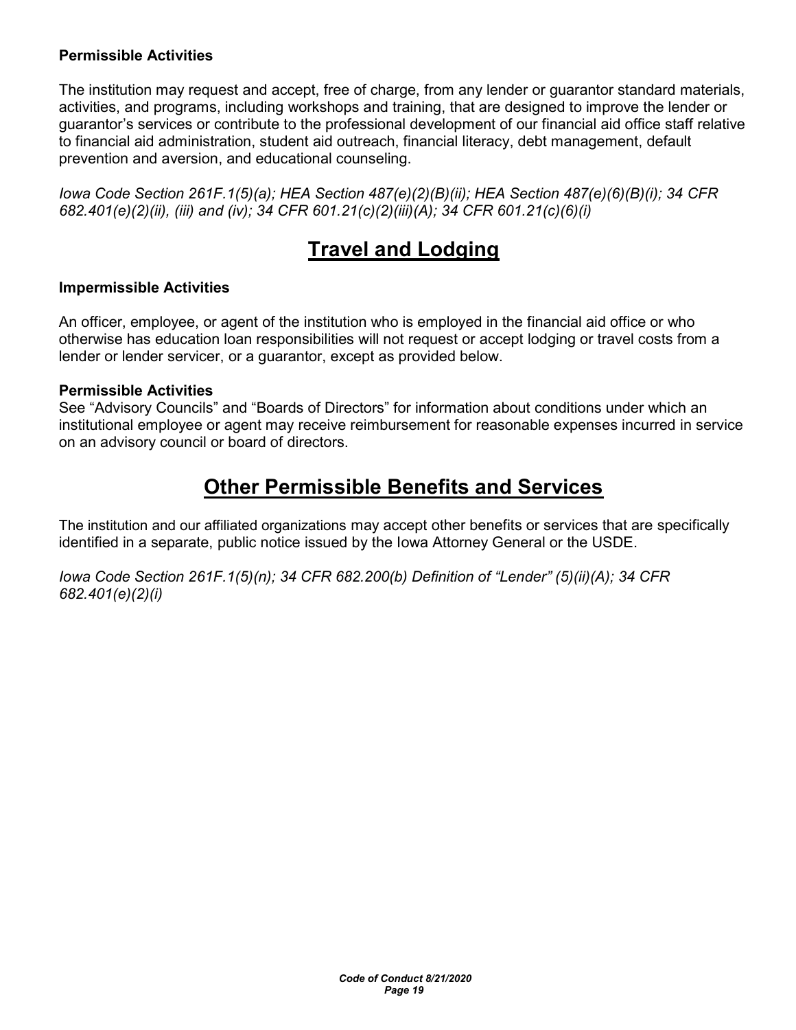**Permissible Activities**

The institution may request and accept, free of charge, from any lender or guarantor standard materials, activities, and programs, including workshops and training, that are designed to improve the lender or guarantor's services or contribute to the professional development of our financial aid office staff relative to financial aid administration, student aid outreach, financial literacy, debt management, default prevention and aversion, and educational counseling.

*Iowa Code Section 261F.1(5)(a); HEA Section 487(e)(2)(B)(ii); HEA Section 487(e)(6)(B)(i); 34 CFR 682.401(e)(2)(ii), (iii) and (iv); 34 CFR 601.21(c)(2)(iii)(A); 34 CFR 601.21(c)(6)(i)*

## Travel and Lodging

**Impermissible Activities**

An officer, employee, or agent of the institution who is employed in the financial aid office or who otherwise has education loan responsibilities will not request or accept lodging or travel costs from a lender or lender servicer, or a guarantor, except as provided below.

**Permissible Activities**

See "Advisory Councils" and "Boards of Directors" for information about conditions under which an institutional employee or agent may receive reimbursement for reasonable expenses incurred in service on an advisory council or board of directors.

## Other Permissible Benefits and Services

The institution and our affiliated organizations may accept other benefits or services that are specifically identified in a separate, public notice issued by the Iowa Attorney General or the USDE.

*Iowa Code Section 261F.1(5)(n); 34 CFR 682.200(b) Definition of "Lender" (5)(ii)(A); 34 CFR 682.401(e)(2)(i)*